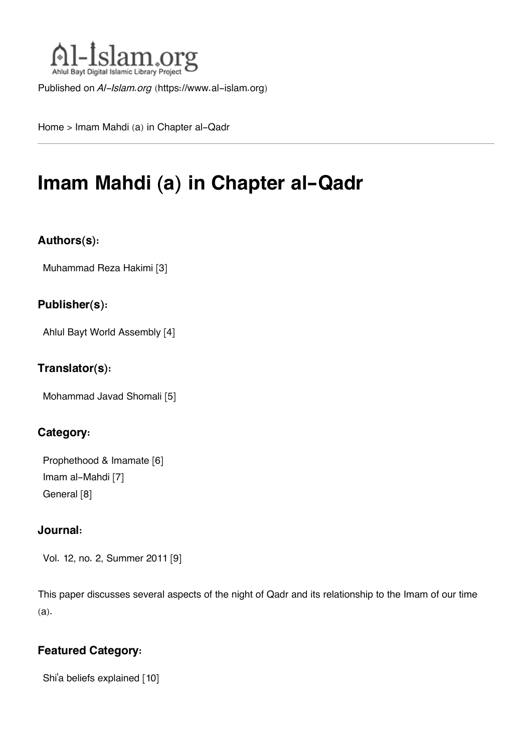Al-Islam.org
Ahlul Bayt Digital Islamic Library Project

Published on *Al-Islam.org* (https://www.al-islam.org)

Home > Imam Mahdi (a) in Chapter al-Qadr

# Imam Mahdi (a) in Chapter al-Qadr

### Authors(s):

Muhammad Reza Hakimi [3]

### Publisher(s):

Ahlul Bayt World Assembly [4]

### Translator(s):

Mohammad Javad Shomali [5]

### Category:

Prophethood & Imamate [6]
Imam al-Mahdi [7]
General [8]

### Journal:

Vol. 12, no. 2, Summer 2011 [9]

This paper discusses several aspects of the night of Qadr and its relationship to the Imam of our time (a).

### Featured Category:

Shi'a beliefs explained [10]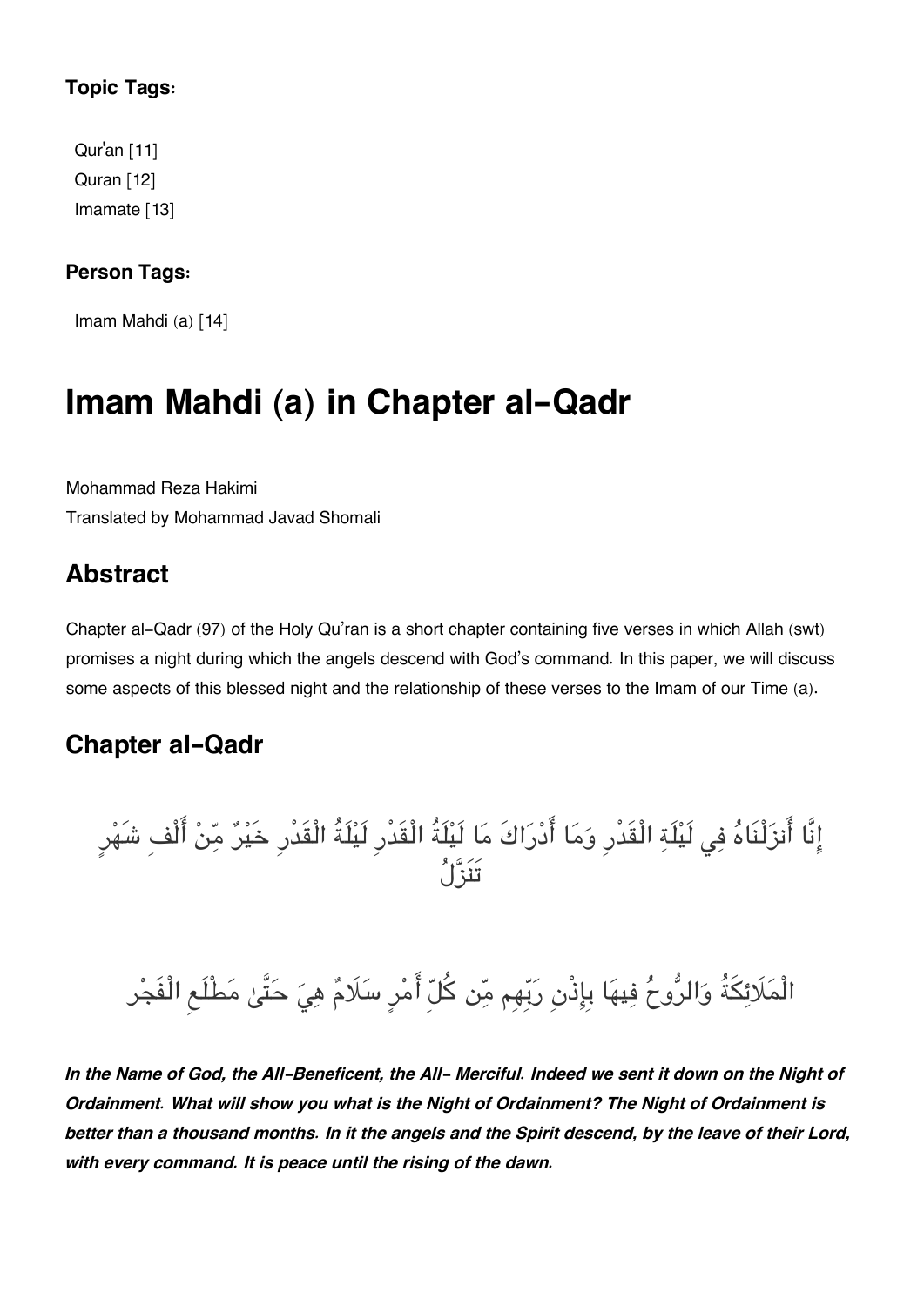**Topic Tags:**

Qur'an [11]
Quran [12]
Imamate [13]

**Person Tags:**

Imam Mahdi (a) [14]

# Imam Mahdi (a) in Chapter al-Qadr

Mohammad Reza Hakimi
Translated by Mohammad Javad Shomali

## Abstract

Chapter al-Qadr (97) of the Holy Qu'ran is a short chapter containing five verses in which Allah (swt) promises a night during which the angels descend with God's command. In this paper, we will discuss some aspects of this blessed night and the relationship of these verses to the Imam of our Time (a).

## Chapter al-Qadr

إِنَّا أَنزَلْنَاهُ فِي لَيْلَةِ الْقَدْرِ وَمَا أَدْرَاكَ مَا لَيْلَةُ الْقَدْرِ لَيْلَةُ الْقَدْرِ خَيْرٌ مِّنْ أَلْفِ شَهْرٍ تَنَزَّلُ

الْمَلَائِكَةُ وَالرُّوحُ فِيهَا بِإِذْنِ رَبِّهِم مِّن كُلِّ أَمْرٍ سَلَامٌ هِيَ حَتَّىٰ مَطْلَعِ الْفَجْرِ

***In the Name of God, the All-Beneficent, the All- Merciful. Indeed we sent it down on the Night of Ordainment. What will show you what is the Night of Ordainment? The Night of Ordainment is better than a thousand months. In it the angels and the Spirit descend, by the leave of their Lord, with every command. It is peace until the rising of the dawn.***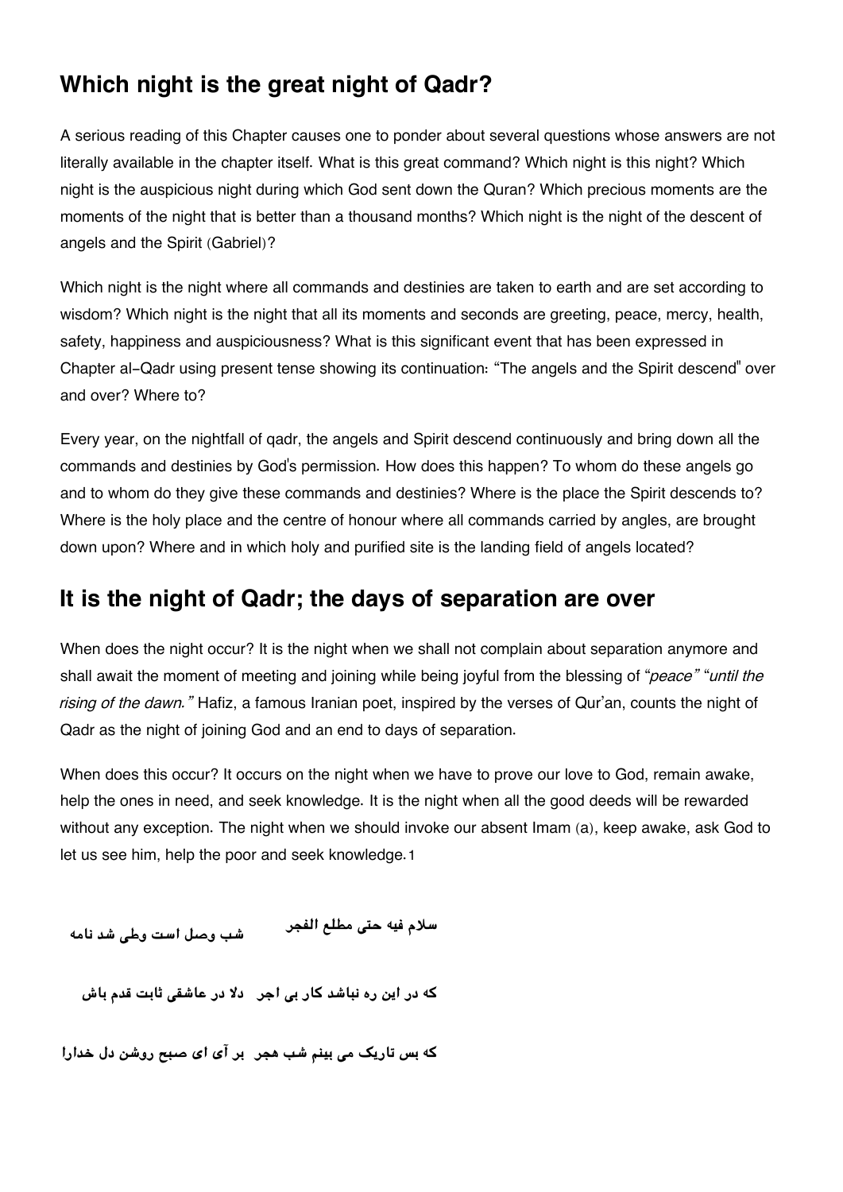## Which night is the great night of Qadr?

A serious reading of this Chapter causes one to ponder about several questions whose answers are not literally available in the chapter itself. What is this great command? Which night is this night? Which night is the auspicious night during which God sent down the Quran? Which precious moments are the moments of the night that is better than a thousand months? Which night is the night of the descent of angels and the Spirit (Gabriel)?

Which night is the night where all commands and destinies are taken to earth and are set according to wisdom? Which night is the night that all its moments and seconds are greeting, peace, mercy, health, safety, happiness and auspiciousness? What is this significant event that has been expressed in Chapter al-Qadr using present tense showing its continuation: "The angels and the Spirit descend" over and over? Where to?

Every year, on the nightfall of qadr, the angels and Spirit descend continuously and bring down all the commands and destinies by God's permission. How does this happen? To whom do these angels go and to whom do they give these commands and destinies? Where is the place the Spirit descends to? Where is the holy place and the centre of honour where all commands carried by angles, are brought down upon? Where and in which holy and purified site is the landing field of angels located?

## It is the night of Qadr; the days of separation are over

When does the night occur? It is the night when we shall not complain about separation anymore and shall await the moment of meeting and joining while being joyful from the blessing of "*peace*" "*until the rising of the dawn.*" Hafiz, a famous Iranian poet, inspired by the verses of Qur'an, counts the night of Qadr as the night of joining God and an end to days of separation.

When does this occur? It occurs on the night when we have to prove our love to God, remain awake, help the ones in need, and seek knowledge. It is the night when all the good deeds will be rewarded without any exception. The night when we should invoke our absent Imam (a), keep awake, ask God to let us see him, help the poor and seek knowledge.1

سلام فیه حتی مطلع الفجر &nbsp;&nbsp;&nbsp; شب وصل است وطی شد نامه

که در این ره نباشد کار بی اجر &nbsp;&nbsp;&nbsp; دلا در عاشقی ثابت قدم باش

که بس تاریک می بینم شب هجر &nbsp;&nbsp;&nbsp; بر آی ای صبح روشن دل خدارا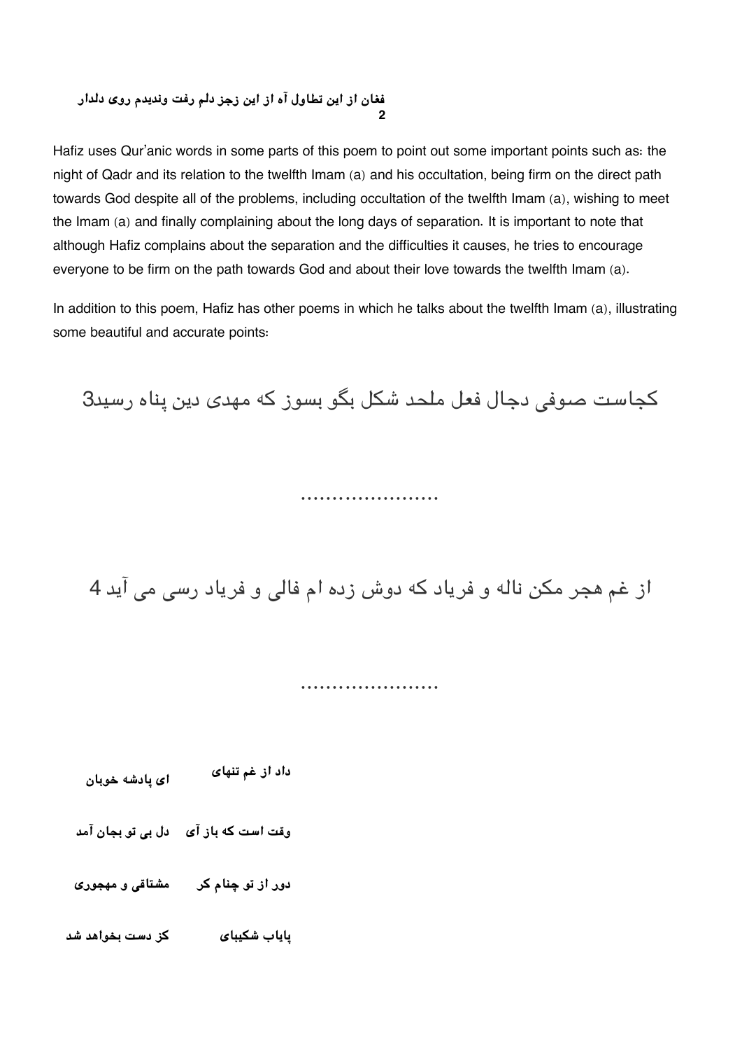**فغان از این تطاول آه از این زجز دلم رفت وندیدم روی دلدار**
**2**

Hafiz uses Qur'anic words in some parts of this poem to point out some important points such as: the night of Qadr and its relation to the twelfth Imam (a) and his occultation, being firm on the direct path towards God despite all of the problems, including occultation of the twelfth Imam (a), wishing to meet the Imam (a) and finally complaining about the long days of separation. It is important to note that although Hafiz complains about the separation and the difficulties it causes, he tries to encourage everyone to be firm on the path towards God and about their love towards the twelfth Imam (a).

In addition to this poem, Hafiz has other poems in which he talks about the twelfth Imam (a), illustrating some beautiful and accurate points:

کجاست صوفی دجال فعل ملحد شکل بگو بسوز که مهدی دین پناه رسید3

......................

از غم هجر مکن ناله و فریاد که دوش زده ام فالی و فریاد رسی می آید 4

......................

**داد از غم تنهای ای پادشه خوبان**

**وقت است که باز آی دل بی تو بجان آمد**

**دور از تو چنام کر مشتاقی و مهجوری**

**پایاب شکیبای کز دست بخواهد شد**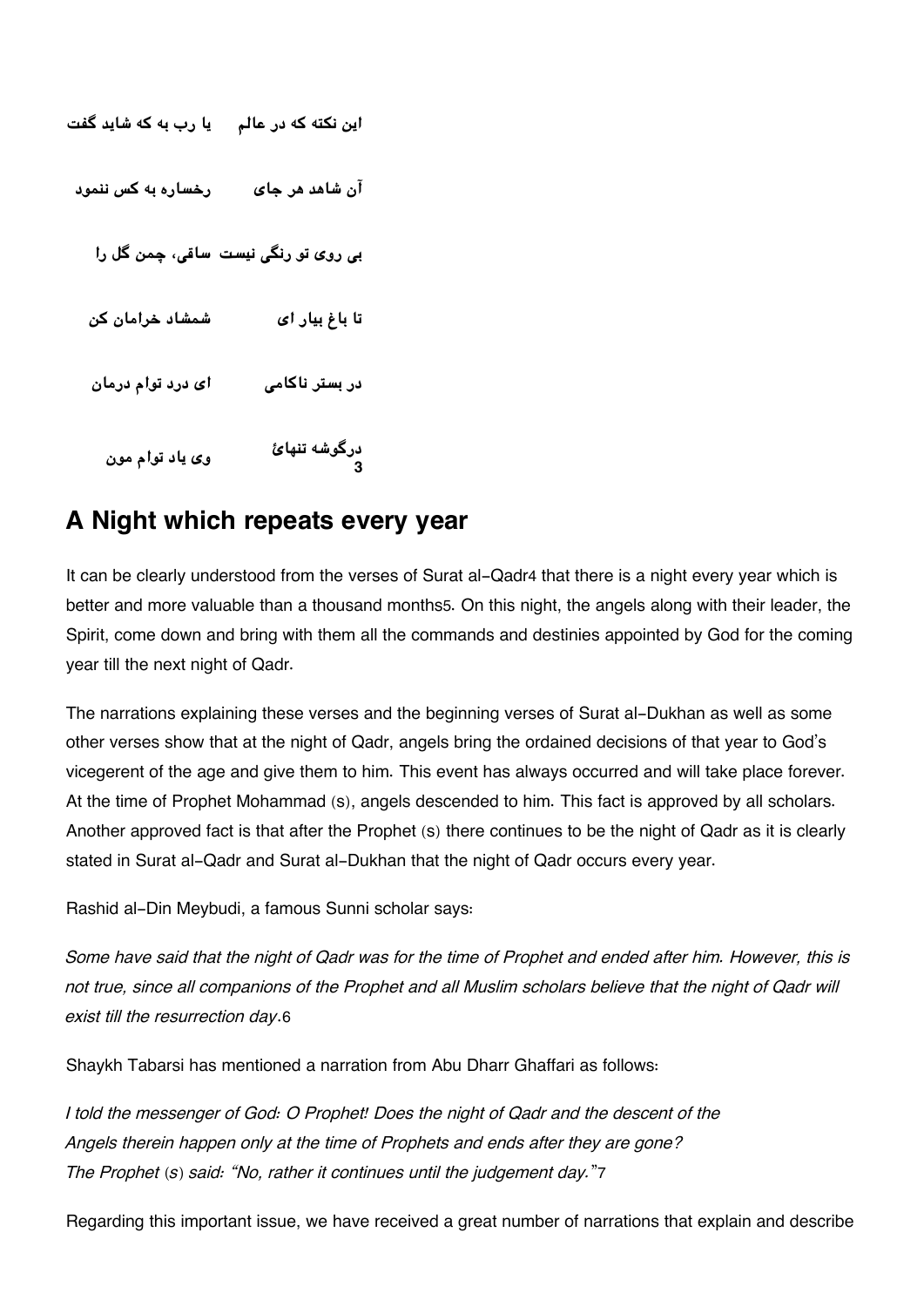این نکته که در عالم &nbsp;&nbsp;&nbsp; یا رب به که شاید گفت

آن شاهد هر جای &nbsp;&nbsp;&nbsp; رخساره به کس ننمود

بی روی تو رنگی نیست &nbsp;ساقی، چمن گل را

تا باغ بیار ای &nbsp;&nbsp;&nbsp; شمشاد خرامان کن

در بستر ناکامی &nbsp;&nbsp;&nbsp; ای درد توام درمان

درگوشه تنهائ[3] &nbsp;&nbsp;&nbsp; وی یاد توام مون

## A Night which repeats every year

It can be clearly understood from the verses of Surat al-Qadr[4] that there is a night every year which is better and more valuable than a thousand months[5]. On this night, the angels along with their leader, the Spirit, come down and bring with them all the commands and destinies appointed by God for the coming year till the next night of Qadr.

The narrations explaining these verses and the beginning verses of Surat al-Dukhan as well as some other verses show that at the night of Qadr, angels bring the ordained decisions of that year to God's vicegerent of the age and give them to him. This event has always occurred and will take place forever. At the time of Prophet Mohammad (s), angels descended to him. This fact is approved by all scholars. Another approved fact is that after the Prophet (s) there continues to be the night of Qadr as it is clearly stated in Surat al-Qadr and Surat al-Dukhan that the night of Qadr occurs every year.

Rashid al-Din Meybudi, a famous Sunni scholar says:

*Some have said that the night of Qadr was for the time of Prophet and ended after him. However, this is not true, since all companions of the Prophet and all Muslim scholars believe that the night of Qadr will exist till the resurrection day*.[6]

Shaykh Tabarsi has mentioned a narration from Abu Dharr Ghaffari as follows:

*I told the messenger of God: O Prophet! Does the night of Qadr and the descent of the Angels therein happen only at the time of Prophets and ends after they are gone? The Prophet (s) said: "No, rather it continues until the judgement day."*[7]

Regarding this important issue, we have received a great number of narrations that explain and describe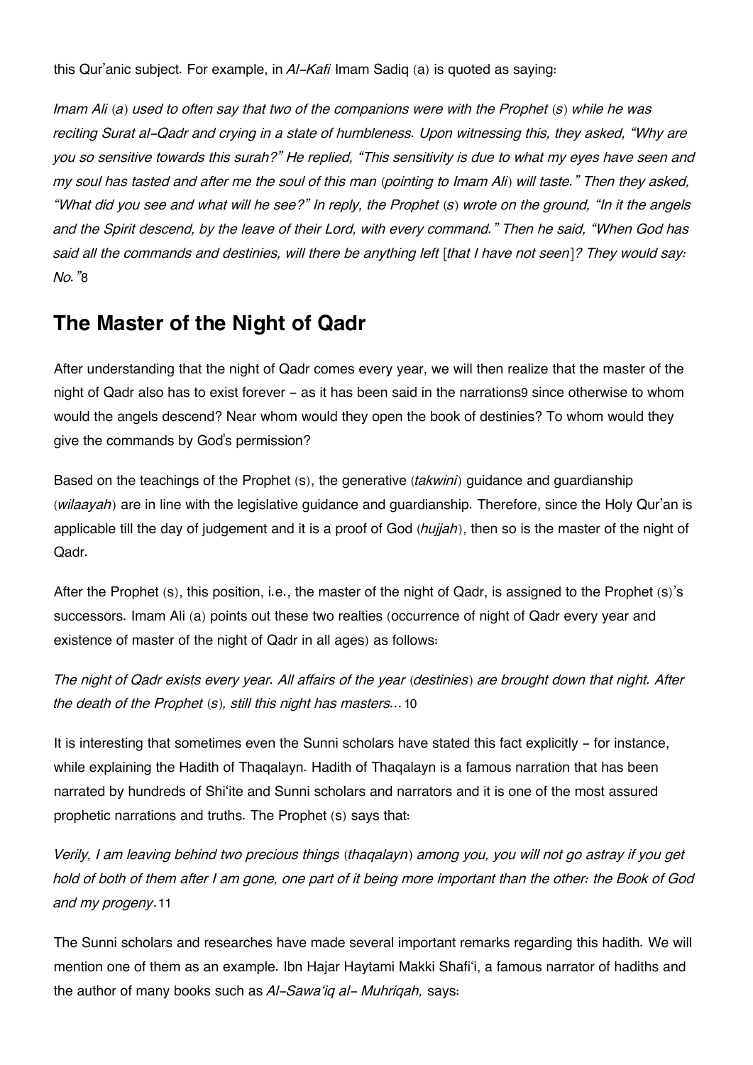this Qur'anic subject. For example, in *Al-Kafi* Imam Sadiq (a) is quoted as saying:

*Imam Ali (a) used to often say that two of the companions were with the Prophet (s) while he was reciting Surat al-Qadr and crying in a state of humbleness. Upon witnessing this, they asked, "Why are you so sensitive towards this surah?" He replied, "This sensitivity is due to what my eyes have seen and my soul has tasted and after me the soul of this man (pointing to Imam Ali) will taste." Then they asked, "What did you see and what will he see?" In reply, the Prophet (s) wrote on the ground, "In it the angels and the Spirit descend, by the leave of their Lord, with every command." Then he said, "When God has said all the commands and destinies, will there be anything left [that I have not seen]? They would say: No."*[8]

## The Master of the Night of Qadr

After understanding that the night of Qadr comes every year, we will then realize that the master of the night of Qadr also has to exist forever - as it has been said in the narrations[9] since otherwise to whom would the angels descend? Near whom would they open the book of destinies? To whom would they give the commands by God's permission?

Based on the teachings of the Prophet (s), the generative (*takwini*) guidance and guardianship (*wilaayah*) are in line with the legislative guidance and guardianship. Therefore, since the Holy Qur'an is applicable till the day of judgement and it is a proof of God (*hujjah*), then so is the master of the night of Qadr.

After the Prophet (s), this position, i.e., the master of the night of Qadr, is assigned to the Prophet (s)'s successors. Imam Ali (a) points out these two realties (occurrence of night of Qadr every year and existence of master of the night of Qadr in all ages) as follows:

*The night of Qadr exists every year. All affairs of the year (destinies) are brought down that night. After the death of the Prophet (s), still this night has masters...*[10]

It is interesting that sometimes even the Sunni scholars have stated this fact explicitly - for instance, while explaining the Hadith of Thaqalayn. Hadith of Thaqalayn is a famous narration that has been narrated by hundreds of Shi'ite and Sunni scholars and narrators and it is one of the most assured prophetic narrations and truths. The Prophet (s) says that:

*Verily, I am leaving behind two precious things (thaqalayn) among you, you will not go astray if you get hold of both of them after I am gone, one part of it being more important than the other: the Book of God and my progeny.*[11]

The Sunni scholars and researches have made several important remarks regarding this hadith. We will mention one of them as an example. Ibn Hajar Haytami Makki Shafi'i, a famous narrator of hadiths and the author of many books such as *Al-Sawa'iq al- Muhriqah,* says: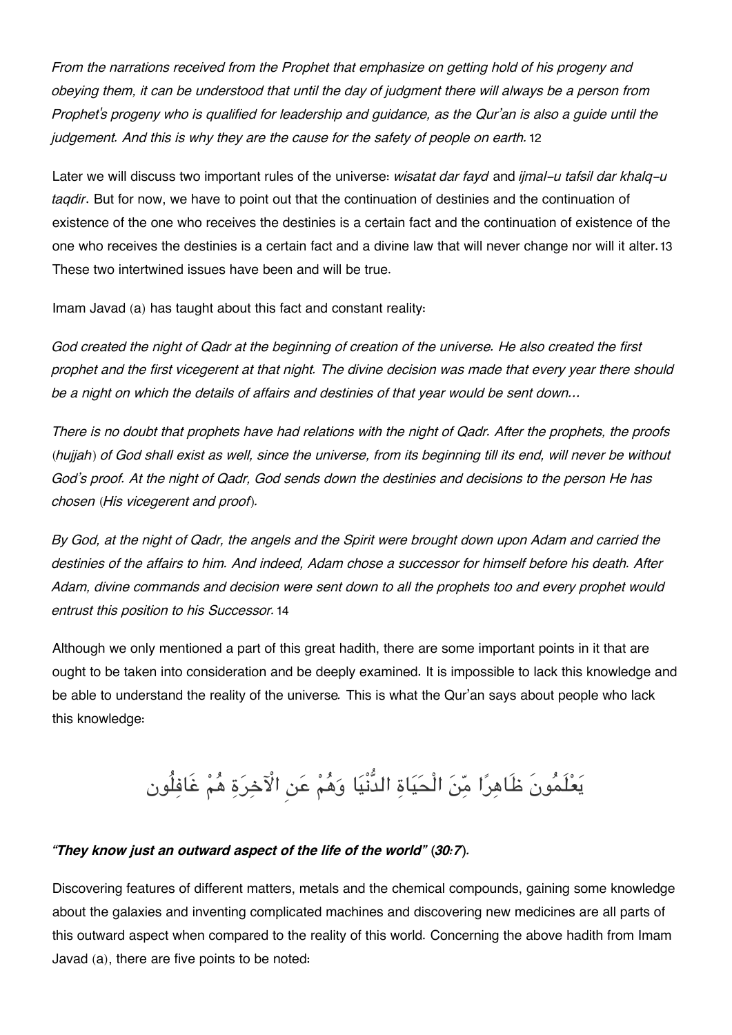*From the narrations received from the Prophet that emphasize on getting hold of his progeny and obeying them, it can be understood that until the day of judgment there will always be a person from Prophet's progeny who is qualified for leadership and guidance, as the Qur'an is also a guide until the judgement. And this is why they are the cause for the safety of people on earth.* 12

Later we will discuss two important rules of the universe: *wisatat dar fayd* and *ijmal-u tafsil dar khalq-u taqdir*. But for now, we have to point out that the continuation of destinies and the continuation of existence of the one who receives the destinies is a certain fact and the continuation of existence of the one who receives the destinies is a certain fact and a divine law that will never change nor will it alter. 13 These two intertwined issues have been and will be true.

Imam Javad (a) has taught about this fact and constant reality:

*God created the night of Qadr at the beginning of creation of the universe. He also created the first prophet and the first vicegerent at that night. The divine decision was made that every year there should be a night on which the details of affairs and destinies of that year would be sent down...*

*There is no doubt that prophets have had relations with the night of Qadr. After the prophets, the proofs (hujjah) of God shall exist as well, since the universe, from its beginning till its end, will never be without God's proof. At the night of Qadr, God sends down the destinies and decisions to the person He has chosen (His vicegerent and proof).*

*By God, at the night of Qadr, the angels and the Spirit were brought down upon Adam and carried the destinies of the affairs to him. And indeed, Adam chose a successor for himself before his death. After Adam, divine commands and decision were sent down to all the prophets too and every prophet would entrust this position to his Successor.* 14

Although we only mentioned a part of this great hadith, there are some important points in it that are ought to be taken into consideration and be deeply examined. It is impossible to lack this knowledge and be able to understand the reality of the universe*.* This is what the Qur'an says about people who lack this knowledge:

يَعْلَمُونَ ظَاهِرًا مِّنَ الْحَيَاةِ الدُّنْيَا وَهُمْ عَنِ الْآخِرَةِ هُمْ غَافِلُون

***"They know just an outward aspect of the life of the world" (30:7).***

Discovering features of different matters, metals and the chemical compounds, gaining some knowledge about the galaxies and inventing complicated machines and discovering new medicines are all parts of this outward aspect when compared to the reality of this world. Concerning the above hadith from Imam Javad (a), there are five points to be noted: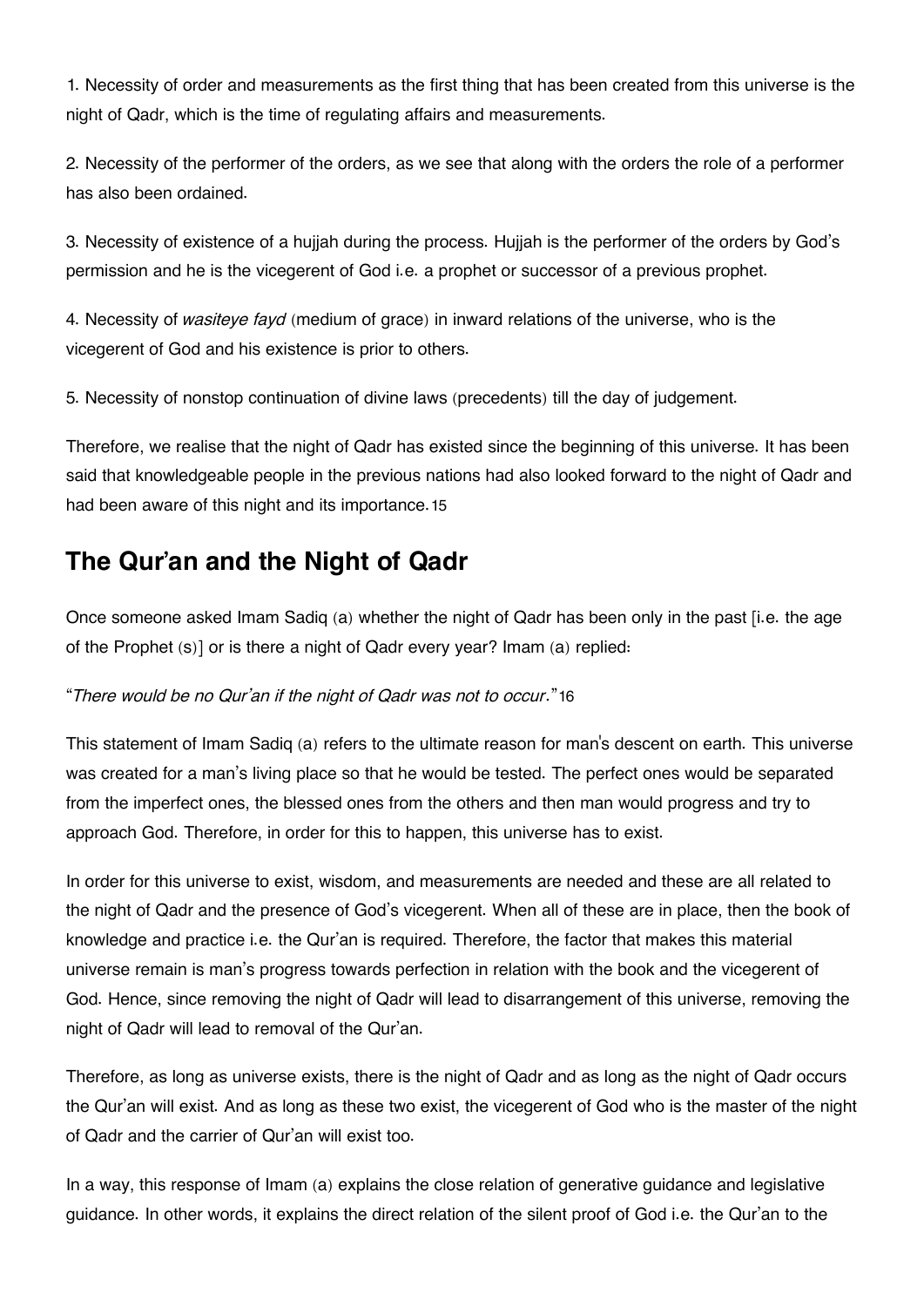1. Necessity of order and measurements as the first thing that has been created from this universe is the night of Qadr, which is the time of regulating affairs and measurements.

2. Necessity of the performer of the orders, as we see that along with the orders the role of a performer has also been ordained.

3. Necessity of existence of a hujjah during the process. Hujjah is the performer of the orders by God's permission and he is the vicegerent of God i.e. a prophet or successor of a previous prophet.

4. Necessity of *wasiteye fayd* (medium of grace) in inward relations of the universe, who is the vicegerent of God and his existence is prior to others.

5. Necessity of nonstop continuation of divine laws (precedents) till the day of judgement.

Therefore, we realise that the night of Qadr has existed since the beginning of this universe. It has been said that knowledgeable people in the previous nations had also looked forward to the night of Qadr and had been aware of this night and its importance.[15]

## The Qur'an and the Night of Qadr

Once someone asked Imam Sadiq (a) whether the night of Qadr has been only in the past [i.e. the age of the Prophet (s)] or is there a night of Qadr every year? Imam (a) replied:

"*There would be no Qur'an if the night of Qadr was not to occur.*"[16]

This statement of Imam Sadiq (a) refers to the ultimate reason for man's descent on earth. This universe was created for a man's living place so that he would be tested. The perfect ones would be separated from the imperfect ones, the blessed ones from the others and then man would progress and try to approach God. Therefore, in order for this to happen, this universe has to exist.

In order for this universe to exist, wisdom, and measurements are needed and these are all related to the night of Qadr and the presence of God's vicegerent. When all of these are in place, then the book of knowledge and practice i.e. the Qur'an is required. Therefore, the factor that makes this material universe remain is man's progress towards perfection in relation with the book and the vicegerent of God. Hence, since removing the night of Qadr will lead to disarrangement of this universe, removing the night of Qadr will lead to removal of the Qur'an.

Therefore, as long as universe exists, there is the night of Qadr and as long as the night of Qadr occurs the Qur'an will exist. And as long as these two exist, the vicegerent of God who is the master of the night of Qadr and the carrier of Qur'an will exist too.

In a way, this response of Imam (a) explains the close relation of generative guidance and legislative guidance. In other words, it explains the direct relation of the silent proof of God i.e. the Qur'an to the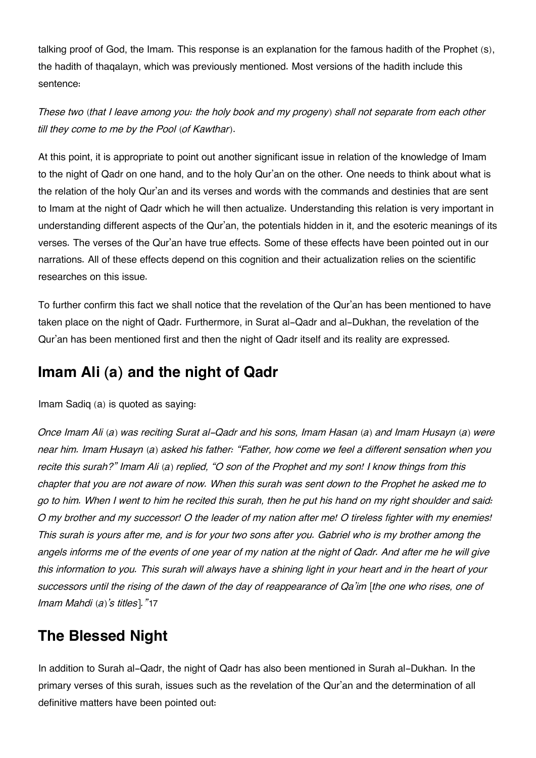talking proof of God, the Imam. This response is an explanation for the famous hadith of the Prophet (s), the hadith of thaqalayn, which was previously mentioned. Most versions of the hadith include this sentence:

*These two (that I leave among you: the holy book and my progeny) shall not separate from each other till they come to me by the Pool (of Kawthar).*

At this point, it is appropriate to point out another significant issue in relation of the knowledge of Imam to the night of Qadr on one hand, and to the holy Qur'an on the other. One needs to think about what is the relation of the holy Qur'an and its verses and words with the commands and destinies that are sent to Imam at the night of Qadr which he will then actualize. Understanding this relation is very important in understanding different aspects of the Qur'an, the potentials hidden in it, and the esoteric meanings of its verses. The verses of the Qur'an have true effects. Some of these effects have been pointed out in our narrations. All of these effects depend on this cognition and their actualization relies on the scientific researches on this issue.

To further confirm this fact we shall notice that the revelation of the Qur'an has been mentioned to have taken place on the night of Qadr. Furthermore, in Surat al-Qadr and al-Dukhan, the revelation of the Qur'an has been mentioned first and then the night of Qadr itself and its reality are expressed.

## Imam Ali (a) and the night of Qadr

Imam Sadiq (a) is quoted as saying:

*Once Imam Ali (a) was reciting Surat al-Qadr and his sons, Imam Hasan (a) and Imam Husayn (a) were near him. Imam Husayn (a) asked his father: "Father, how come we feel a different sensation when you recite this surah?" Imam Ali (a) replied, "O son of the Prophet and my son! I know things from this chapter that you are not aware of now. When this surah was sent down to the Prophet he asked me to go to him. When I went to him he recited this surah, then he put his hand on my right shoulder and said: O my brother and my successor! O the leader of my nation after me! O tireless fighter with my enemies! This surah is yours after me, and is for your two sons after you. Gabriel who is my brother among the angels informs me of the events of one year of my nation at the night of Qadr. And after me he will give this information to you. This surah will always have a shining light in your heart and in the heart of your successors until the rising of the dawn of the day of reappearance of Qa'im [the one who rises, one of Imam Mahdi (a)'s titles]."*[17]

## The Blessed Night

In addition to Surah al-Qadr, the night of Qadr has also been mentioned in Surah al-Dukhan. In the primary verses of this surah, issues such as the revelation of the Qur'an and the determination of all definitive matters have been pointed out: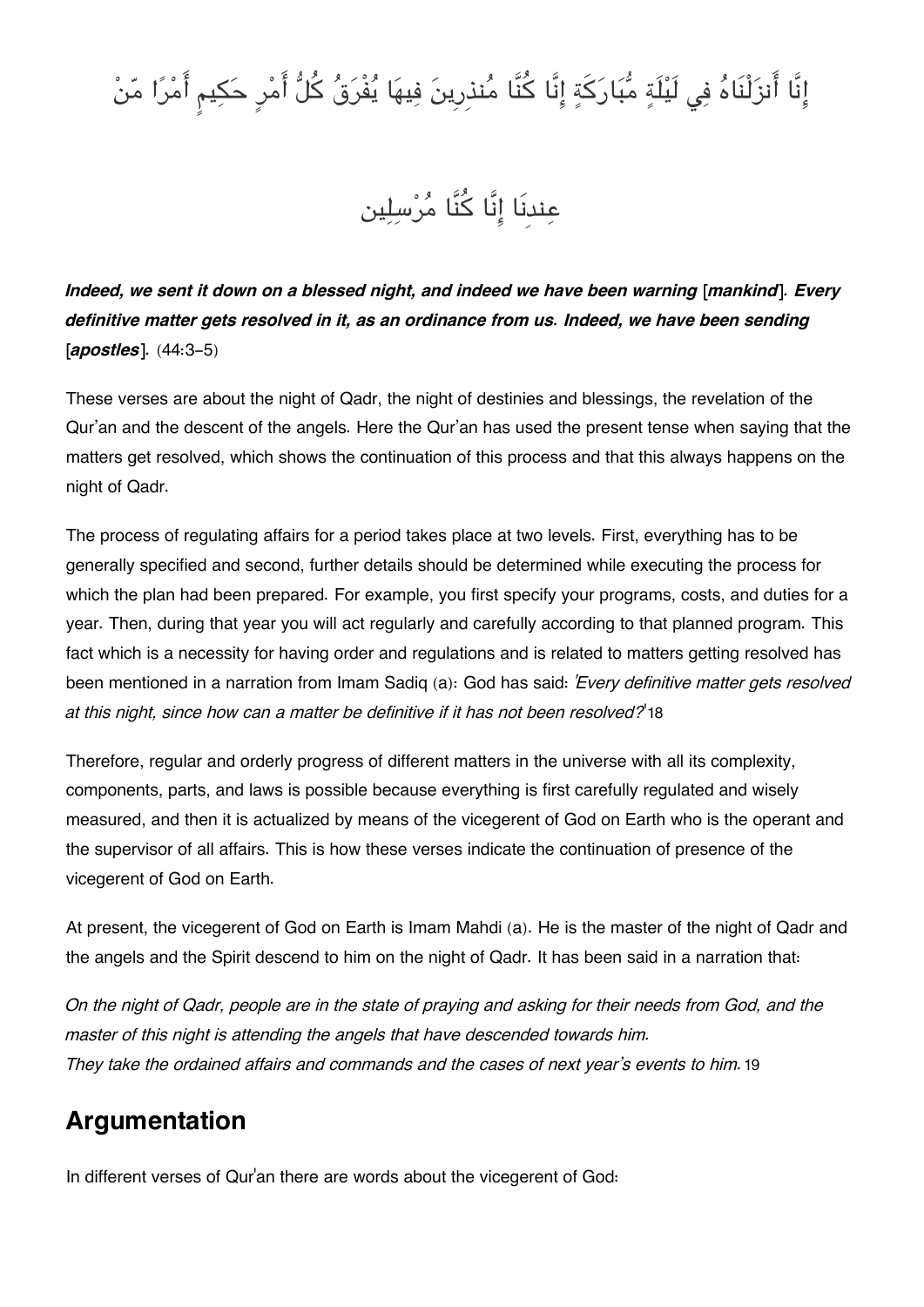إِنَّا أَنزَلْنَاهُ فِي لَيْلَةٍ مُّبَارَكَةٍ إِنَّا كُنَّا مُنذِرِينَ فِيهَا يُفْرَقُ كُلُّ أَمْرٍ حَكِيمٍ أَمْرًا مِّنْ

عِندِنَا إِنَّا كُنَّا مُرْسِلِين

***Indeed, we sent it down on a blessed night, and indeed we have been warning [mankind]. Every definitive matter gets resolved in it, as an ordinance from us. Indeed, we have been sending [apostles].*** (44:3-5)

These verses are about the night of Qadr, the night of destinies and blessings, the revelation of the Qur'an and the descent of the angels. Here the Qur'an has used the present tense when saying that the matters get resolved, which shows the continuation of this process and that this always happens on the night of Qadr.

The process of regulating affairs for a period takes place at two levels. First, everything has to be generally specified and second, further details should be determined while executing the process for which the plan had been prepared. For example, you first specify your programs, costs, and duties for a year. Then, during that year you will act regularly and carefully according to that planned program. This fact which is a necessity for having order and regulations and is related to matters getting resolved has been mentioned in a narration from Imam Sadiq (a): God has said: *'Every definitive matter gets resolved at this night, since how can a matter be definitive if it has not been resolved?'*[18]

Therefore, regular and orderly progress of different matters in the universe with all its complexity, components, parts, and laws is possible because everything is first carefully regulated and wisely measured, and then it is actualized by means of the vicegerent of God on Earth who is the operant and the supervisor of all affairs. This is how these verses indicate the continuation of presence of the vicegerent of God on Earth.

At present, the vicegerent of God on Earth is Imam Mahdi (a). He is the master of the night of Qadr and the angels and the Spirit descend to him on the night of Qadr. It has been said in a narration that:

*On the night of Qadr, people are in the state of praying and asking for their needs from God, and the master of this night is attending the angels that have descended towards him.*
*They take the ordained affairs and commands and the cases of next year's events to him.*[19]

## Argumentation

In different verses of Qur'an there are words about the vicegerent of God: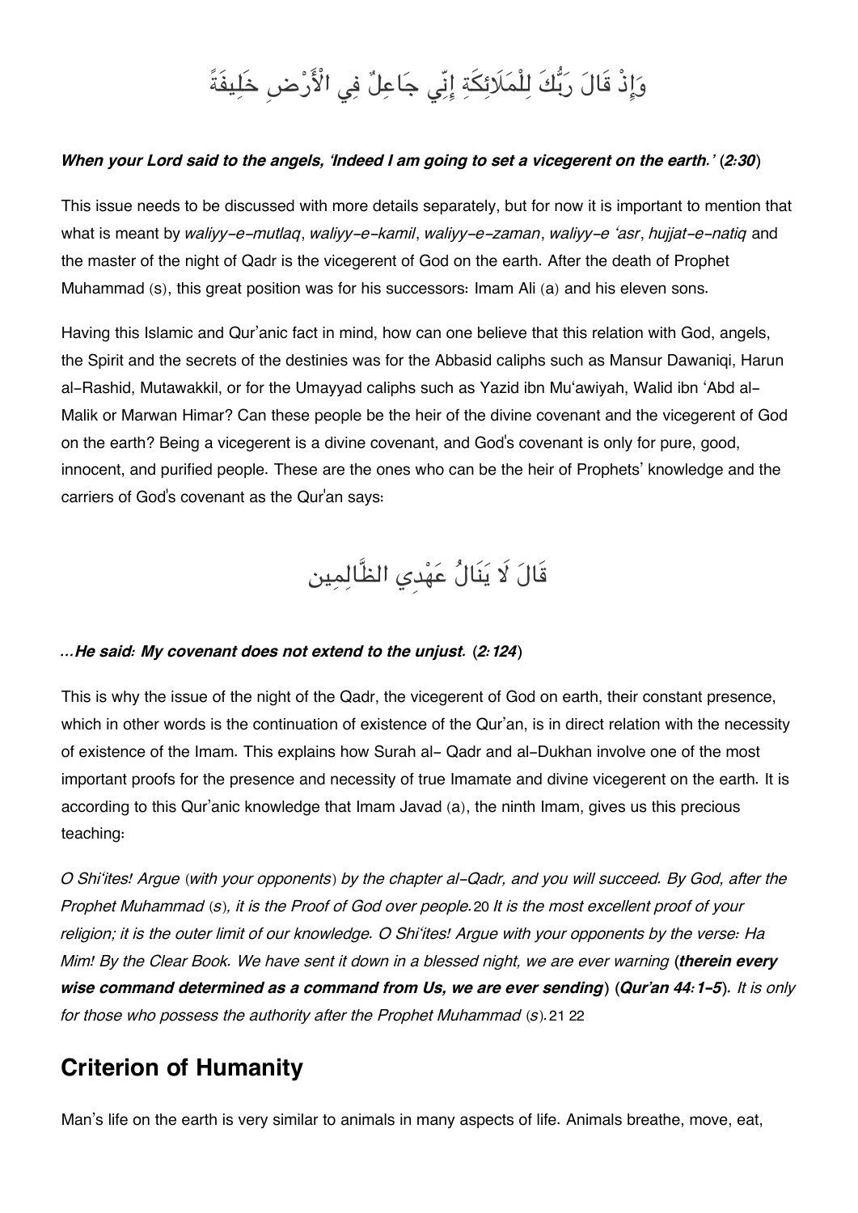وَإِذْ قَالَ رَبُّكَ لِلْمَلَائِكَةِ إِنِّي جَاعِلٌ فِي الْأَرْضِ خَلِيفَةً

***When your Lord said to the angels, 'Indeed I am going to set a vicegerent on the earth.' (2:30)***

This issue needs to be discussed with more details separately, but for now it is important to mention that what is meant by *waliyy-e-mutlaq*, *waliyy-e-kamil*, *waliyy-e-zaman*, *waliyy-e 'asr*, *hujjat-e-natiq* and the master of the night of Qadr is the vicegerent of God on the earth. After the death of Prophet Muhammad (s), this great position was for his successors: Imam Ali (a) and his eleven sons.

Having this Islamic and Qur'anic fact in mind, how can one believe that this relation with God, angels, the Spirit and the secrets of the destinies was for the Abbasid caliphs such as Mansur Dawaniqi, Harun al-Rashid, Mutawakkil, or for the Umayyad caliphs such as Yazid ibn Mu'awiyah, Walid ibn 'Abd al-Malik or Marwan Himar? Can these people be the heir of the divine covenant and the vicegerent of God on the earth? Being a vicegerent is a divine covenant, and God's covenant is only for pure, good, innocent, and purified people. These are the ones who can be the heir of Prophets' knowledge and the carriers of God's covenant as the Qur'an says:

قَالَ لَا يَنَالُ عَهْدِي الظَّالِمِين

***...He said: My covenant does not extend to the unjust. (2:124)***

This is why the issue of the night of the Qadr, the vicegerent of God on earth, their constant presence, which in other words is the continuation of existence of the Qur'an, is in direct relation with the necessity of existence of the Imam. This explains how Surah al- Qadr and al-Dukhan involve one of the most important proofs for the presence and necessity of true Imamate and divine vicegerent on the earth. It is according to this Qur'anic knowledge that Imam Javad (a), the ninth Imam, gives us this precious teaching:

*O Shi'ites! Argue (with your opponents) by the chapter al-Qadr, and you will succeed. By God, after the Prophet Muhammad (s), it is the Proof of God over people.*[20] *It is the most excellent proof of your religion; it is the outer limit of our knowledge. O Shi'ites! Argue with your opponents by the verse: Ha Mim! By the Clear Book. We have sent it down in a blessed night, we are ever warning* ***(therein every wise command determined as a command from Us, we are ever sending) (Qur'an 44:1-5)****. It is only for those who possess the authority after the Prophet Muhammad (s).*[21] [22]

## Criterion of Humanity

Man's life on the earth is very similar to animals in many aspects of life. Animals breathe, move, eat,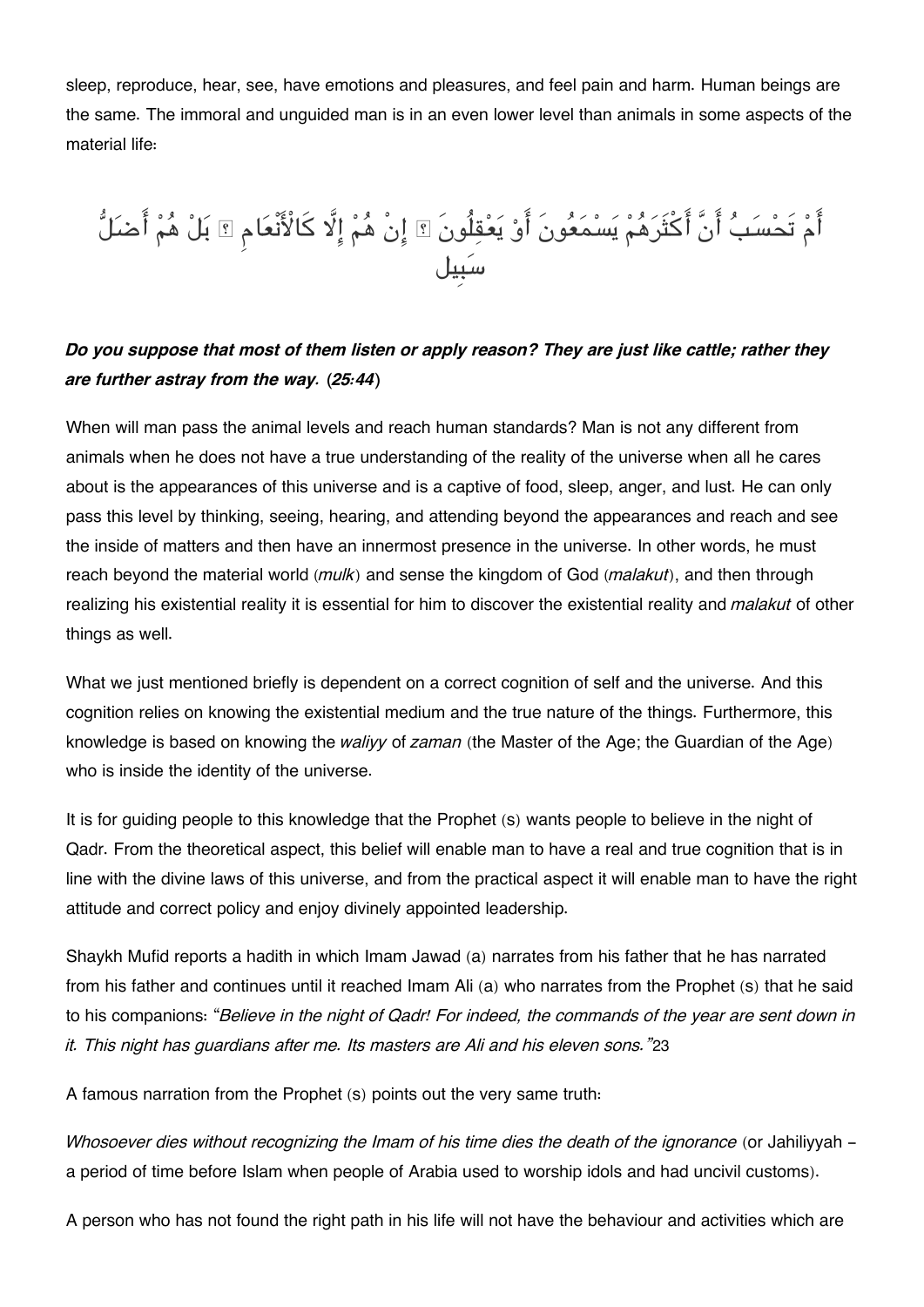sleep, reproduce, hear, see, have emotions and pleasures, and feel pain and harm. Human beings are the same. The immoral and unguided man is in an even lower level than animals in some aspects of the material life:

أَمْ تَحْسَبُ أَنَّ أَكْثَرَهُمْ يَسْمَعُونَ أَوْ يَعْقِلُونَ ۚ إِنْ هُمْ إِلَّا كَالْأَنْعَامِ ۖ بَلْ هُمْ أَضَلُّ سَبِيل

***Do you suppose that most of them listen or apply reason? They are just like cattle; rather they are further astray from the way.* (*25:44*)**

When will man pass the animal levels and reach human standards? Man is not any different from animals when he does not have a true understanding of the reality of the universe when all he cares about is the appearances of this universe and is a captive of food, sleep, anger, and lust. He can only pass this level by thinking, seeing, hearing, and attending beyond the appearances and reach and see the inside of matters and then have an innermost presence in the universe. In other words, he must reach beyond the material world (*mulk*) and sense the kingdom of God (*malakut*), and then through realizing his existential reality it is essential for him to discover the existential reality and *malakut* of other things as well.

What we just mentioned briefly is dependent on a correct cognition of self and the universe. And this cognition relies on knowing the existential medium and the true nature of the things. Furthermore, this knowledge is based on knowing the *waliyy* of *zaman* (the Master of the Age; the Guardian of the Age) who is inside the identity of the universe.

It is for guiding people to this knowledge that the Prophet (s) wants people to believe in the night of Qadr. From the theoretical aspect, this belief will enable man to have a real and true cognition that is in line with the divine laws of this universe, and from the practical aspect it will enable man to have the right attitude and correct policy and enjoy divinely appointed leadership.

Shaykh Mufid reports a hadith in which Imam Jawad (a) narrates from his father that he has narrated from his father and continues until it reached Imam Ali (a) who narrates from the Prophet (s) that he said to his companions: "*Believe in the night of Qadr! For indeed, the commands of the year are sent down in it. This night has guardians after me. Its masters are Ali and his eleven sons.*"[23]

A famous narration from the Prophet (s) points out the very same truth:

*Whosoever dies without recognizing the Imam of his time dies the death of the ignorance* (or Jahiliyyah – a period of time before Islam when people of Arabia used to worship idols and had uncivil customs).

A person who has not found the right path in his life will not have the behaviour and activities which are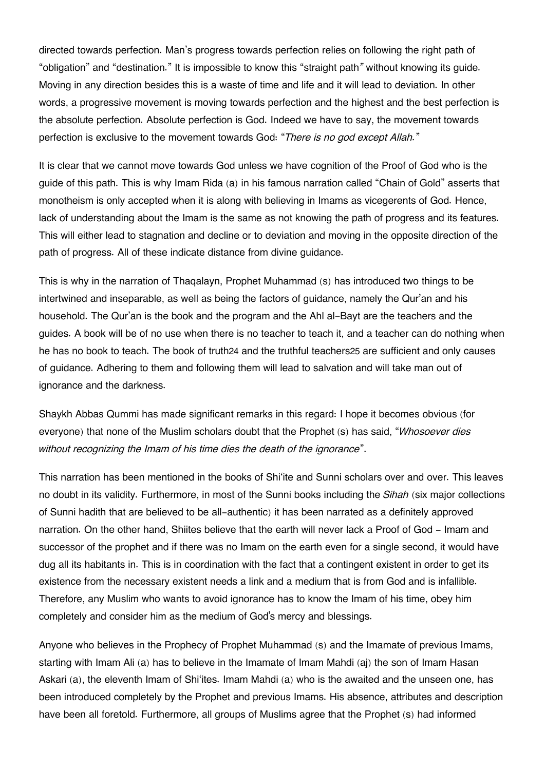directed towards perfection. Man's progress towards perfection relies on following the right path of "obligation" and "destination." It is impossible to know this "straight path" without knowing its guide. Moving in any direction besides this is a waste of time and life and it will lead to deviation. In other words, a progressive movement is moving towards perfection and the highest and the best perfection is the absolute perfection. Absolute perfection is God. Indeed we have to say, the movement towards perfection is exclusive to the movement towards God: "*There is no god except Allah.*"

It is clear that we cannot move towards God unless we have cognition of the Proof of God who is the guide of this path. This is why Imam Rida (a) in his famous narration called "Chain of Gold" asserts that monotheism is only accepted when it is along with believing in Imams as vicegerents of God. Hence, lack of understanding about the Imam is the same as not knowing the path of progress and its features. This will either lead to stagnation and decline or to deviation and moving in the opposite direction of the path of progress. All of these indicate distance from divine guidance.

This is why in the narration of Thaqalayn, Prophet Muhammad (s) has introduced two things to be intertwined and inseparable, as well as being the factors of guidance, namely the Qur'an and his household. The Qur'an is the book and the program and the Ahl al-Bayt are the teachers and the guides. A book will be of no use when there is no teacher to teach it, and a teacher can do nothing when he has no book to teach. The book of truth[24] and the truthful teachers[25] are sufficient and only causes of guidance. Adhering to them and following them will lead to salvation and will take man out of ignorance and the darkness.

Shaykh Abbas Qummi has made significant remarks in this regard: I hope it becomes obvious (for everyone) that none of the Muslim scholars doubt that the Prophet (s) has said, "*Whosoever dies without recognizing the Imam of his time dies the death of the ignorance*".

This narration has been mentioned in the books of Shi'ite and Sunni scholars over and over. This leaves no doubt in its validity. Furthermore, in most of the Sunni books including the *Sihah* (six major collections of Sunni hadith that are believed to be all-authentic) it has been narrated as a definitely approved narration. On the other hand, Shiites believe that the earth will never lack a Proof of God - Imam and successor of the prophet and if there was no Imam on the earth even for a single second, it would have dug all its habitants in. This is in coordination with the fact that a contingent existent in order to get its existence from the necessary existent needs a link and a medium that is from God and is infallible. Therefore, any Muslim who wants to avoid ignorance has to know the Imam of his time, obey him completely and consider him as the medium of God's mercy and blessings.

Anyone who believes in the Prophecy of Prophet Muhammad (s) and the Imamate of previous Imams, starting with Imam Ali (a) has to believe in the Imamate of Imam Mahdi (aj) the son of Imam Hasan Askari (a), the eleventh Imam of Shi'ites. Imam Mahdi (a) who is the awaited and the unseen one, has been introduced completely by the Prophet and previous Imams. His absence, attributes and description have been all foretold. Furthermore, all groups of Muslims agree that the Prophet (s) had informed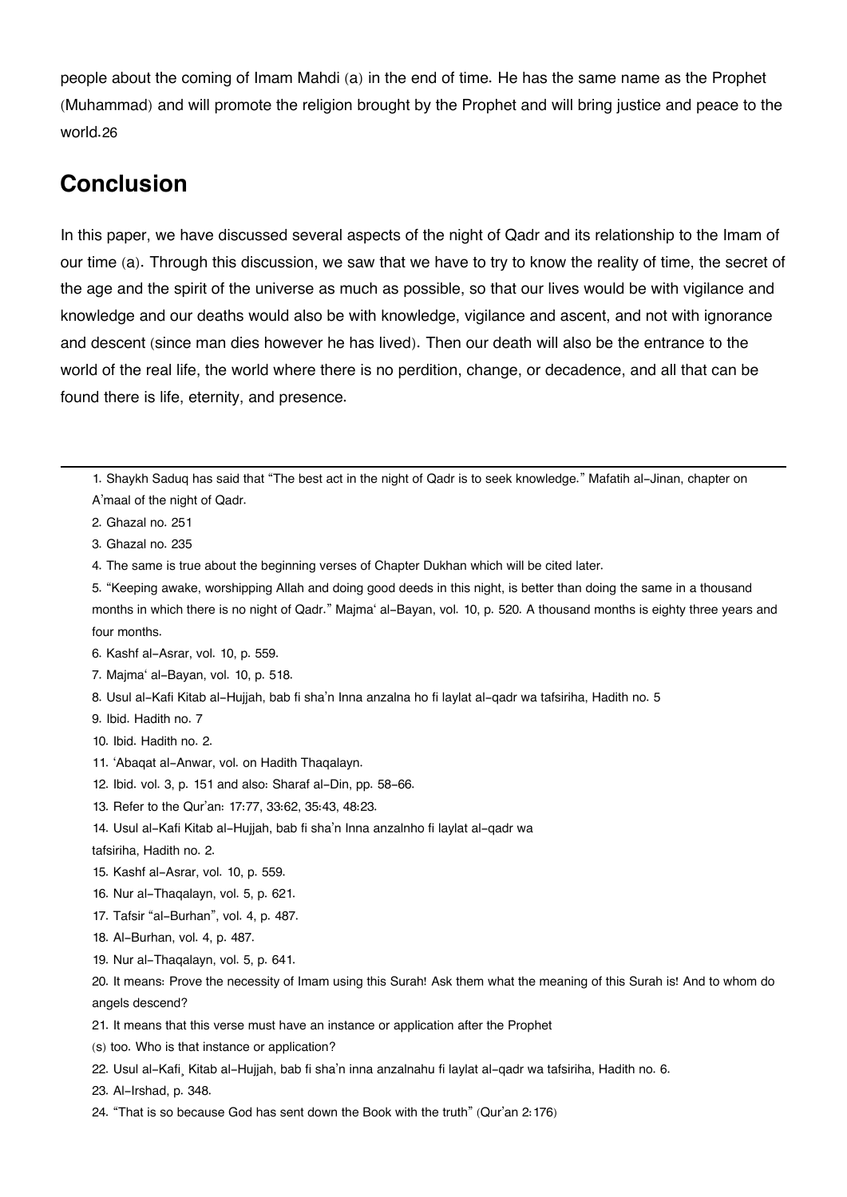people about the coming of Imam Mahdi (a) in the end of time. He has the same name as the Prophet (Muhammad) and will promote the religion brought by the Prophet and will bring justice and peace to the world.26

## Conclusion

In this paper, we have discussed several aspects of the night of Qadr and its relationship to the Imam of our time (a). Through this discussion, we saw that we have to try to know the reality of time, the secret of the age and the spirit of the universe as much as possible, so that our lives would be with vigilance and knowledge and our deaths would also be with knowledge, vigilance and ascent, and not with ignorance and descent (since man dies however he has lived). Then our death will also be the entrance to the world of the real life, the world where there is no perdition, change, or decadence, and all that can be found there is life, eternity, and presence.

---

1. Shaykh Saduq has said that "The best act in the night of Qadr is to seek knowledge." Mafatih al-Jinan, chapter on A'maal of the night of Qadr.
2. Ghazal no. 251
3. Ghazal no. 235
4. The same is true about the beginning verses of Chapter Dukhan which will be cited later.
5. "Keeping awake, worshipping Allah and doing good deeds in this night, is better than doing the same in a thousand months in which there is no night of Qadr." Majma' al-Bayan, vol. 10, p. 520. A thousand months is eighty three years and four months.
6. Kashf al-Asrar, vol. 10, p. 559.
7. Majma' al-Bayan, vol. 10, p. 518.
8. Usul al-Kafi Kitab al-Hujjah, bab fi sha'n Inna anzalna ho fi laylat al-qadr wa tafsiriha, Hadith no. 5
9. Ibid. Hadith no. 7
10. Ibid. Hadith no. 2.
11. 'Abaqat al-Anwar, vol. on Hadith Thaqalayn.
12. Ibid. vol. 3, p. 151 and also: Sharaf al-Din, pp. 58-66.
13. Refer to the Qur'an: 17:77, 33:62, 35:43, 48:23.
14. Usul al-Kafi Kitab al-Hujjah, bab fi sha'n Inna anzalnho fi laylat al-qadr wa tafsiriha, Hadith no. 2.
15. Kashf al-Asrar, vol. 10, p. 559.
16. Nur al-Thaqalayn, vol. 5, p. 621.
17. Tafsir "al-Burhan", vol. 4, p. 487.
18. Al-Burhan, vol. 4, p. 487.
19. Nur al-Thaqalayn, vol. 5, p. 641.
20. It means: Prove the necessity of Imam using this Surah! Ask them what the meaning of this Surah is! And to whom do angels descend?
21. It means that this verse must have an instance or application after the Prophet (s) too. Who is that instance or application?
22. Usul al-Kafi¸ Kitab al-Hujjah, bab fi sha'n inna anzalnahu fi laylat al-qadr wa tafsiriha, Hadith no. 6.
23. Al-Irshad, p. 348.
24. "That is so because God has sent down the Book with the truth" (Qur'an 2:176)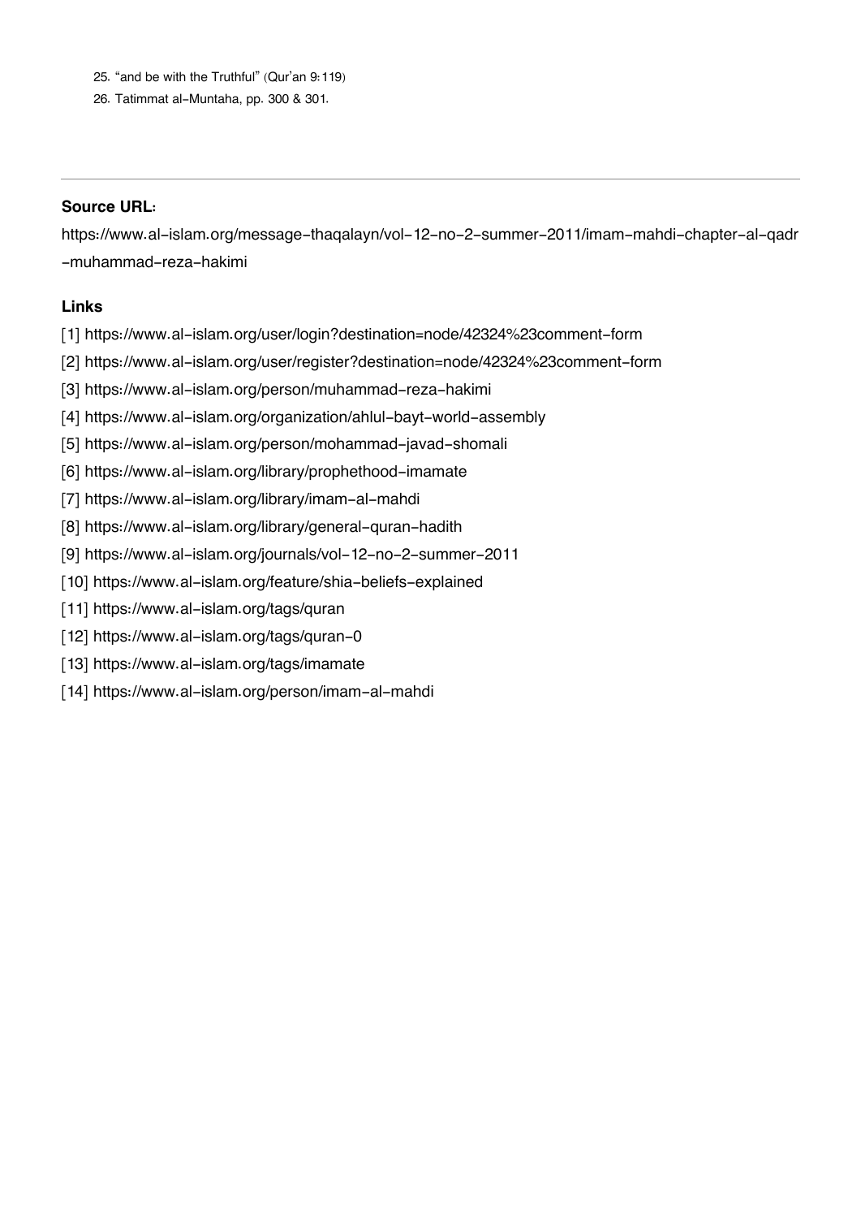25. "and be with the Truthful" (Qur'an 9:119)
26. Tatimmat al-Muntaha, pp. 300 & 301.

---

**Source URL:**

https://www.al-islam.org/message-thaqalayn/vol-12-no-2-summer-2011/imam-mahdi-chapter-al-qadr-muhammad-reza-hakimi

**Links**

[1] https://www.al-islam.org/user/login?destination=node/42324%23comment-form
[2] https://www.al-islam.org/user/register?destination=node/42324%23comment-form
[3] https://www.al-islam.org/person/muhammad-reza-hakimi
[4] https://www.al-islam.org/organization/ahlul-bayt-world-assembly
[5] https://www.al-islam.org/person/mohammad-javad-shomali
[6] https://www.al-islam.org/library/prophethood-imamate
[7] https://www.al-islam.org/library/imam-al-mahdi
[8] https://www.al-islam.org/library/general-quran-hadith
[9] https://www.al-islam.org/journals/vol-12-no-2-summer-2011
[10] https://www.al-islam.org/feature/shia-beliefs-explained
[11] https://www.al-islam.org/tags/quran
[12] https://www.al-islam.org/tags/quran-0
[13] https://www.al-islam.org/tags/imamate
[14] https://www.al-islam.org/person/imam-al-mahdi